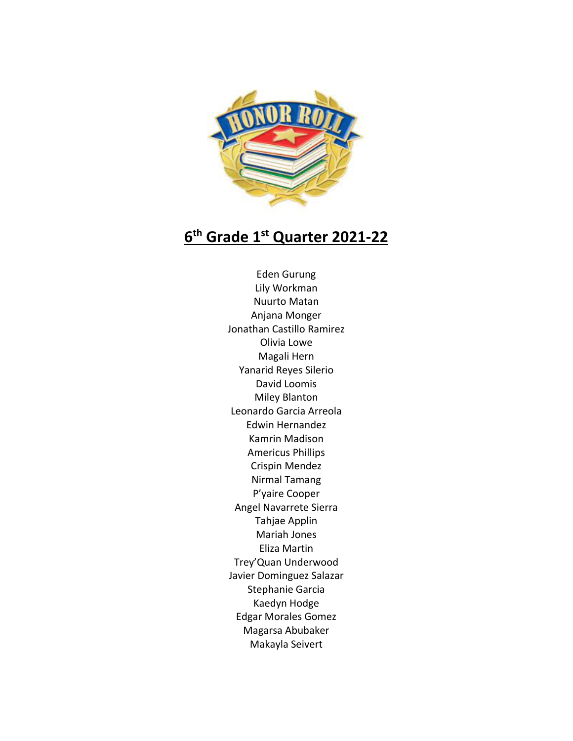# 6th Grade 1st Quarter 2021-22

Eden Gurung
Lily Workman
Nuurto Matan
Anjana Monger
Jonathan Castillo Ramirez
Olivia Lowe
Magali Hern
Yanarid Reyes Silerio
David Loomis
Miley Blanton
Leonardo Garcia Arreola
Edwin Hernandez
Kamrin Madison
Americus Phillips
Crispin Mendez
Nirmal Tamang
P'yaire Cooper
Angel Navarrete Sierra
Tahjae Applin
Mariah Jones
Eliza Martin
Trey'Quan Underwood
Javier Dominguez Salazar
Stephanie Garcia
Kaedyn Hodge
Edgar Morales Gomez
Magarsa Abubaker
Makayla Seivert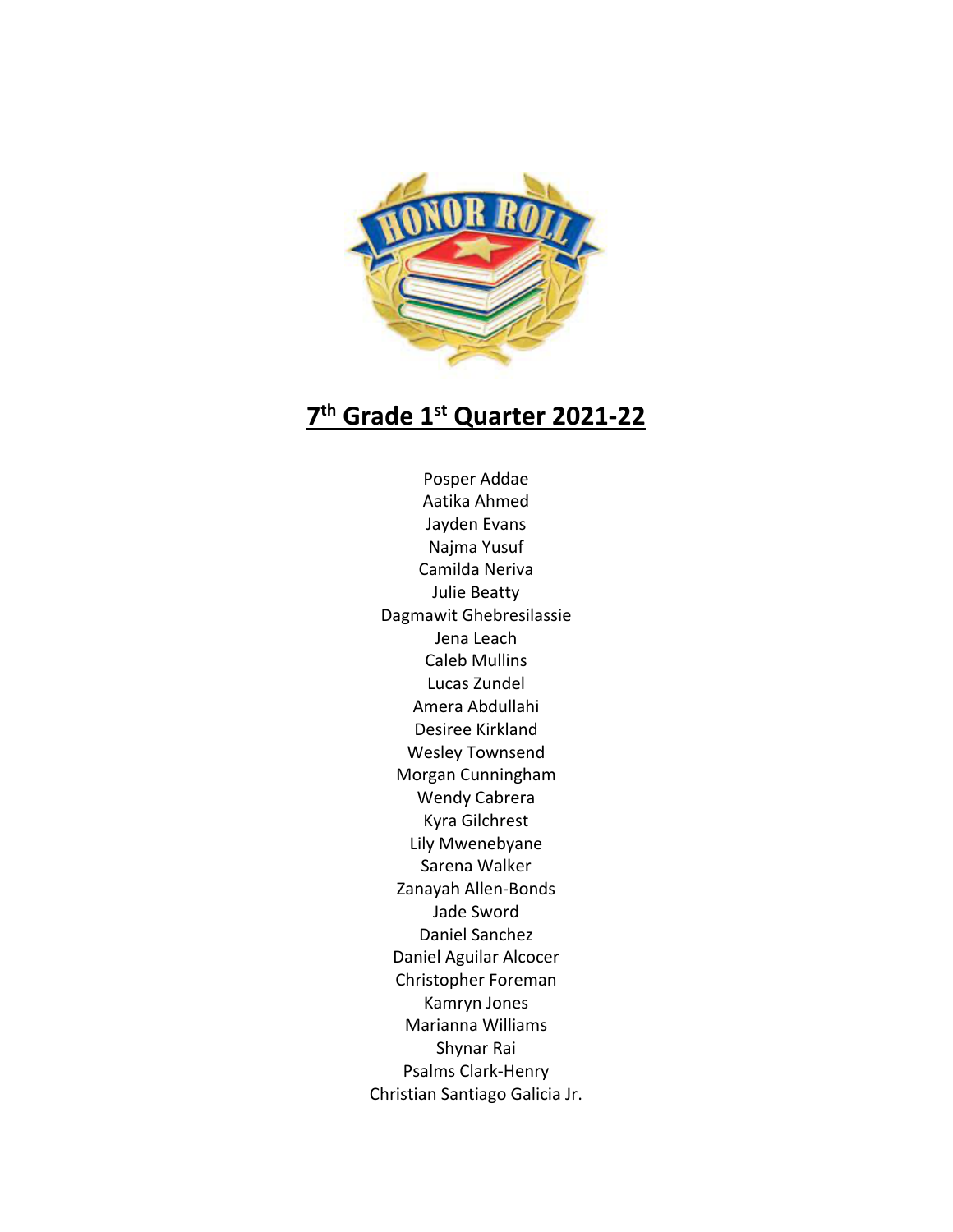# 7th Grade 1st Quarter 2021-22

Posper Addae
Aatika Ahmed
Jayden Evans
Najma Yusuf
Camilda Neriva
Julie Beatty
Dagmawit Ghebresilassie
Jena Leach
Caleb Mullins
Lucas Zundel
Amera Abdullahi
Desiree Kirkland
Wesley Townsend
Morgan Cunningham
Wendy Cabrera
Kyra Gilchrest
Lily Mwenebyane
Sarena Walker
Zanayah Allen-Bonds
Jade Sword
Daniel Sanchez
Daniel Aguilar Alcocer
Christopher Foreman
Kamryn Jones
Marianna Williams
Shynar Rai
Psalms Clark-Henry
Christian Santiago Galicia Jr.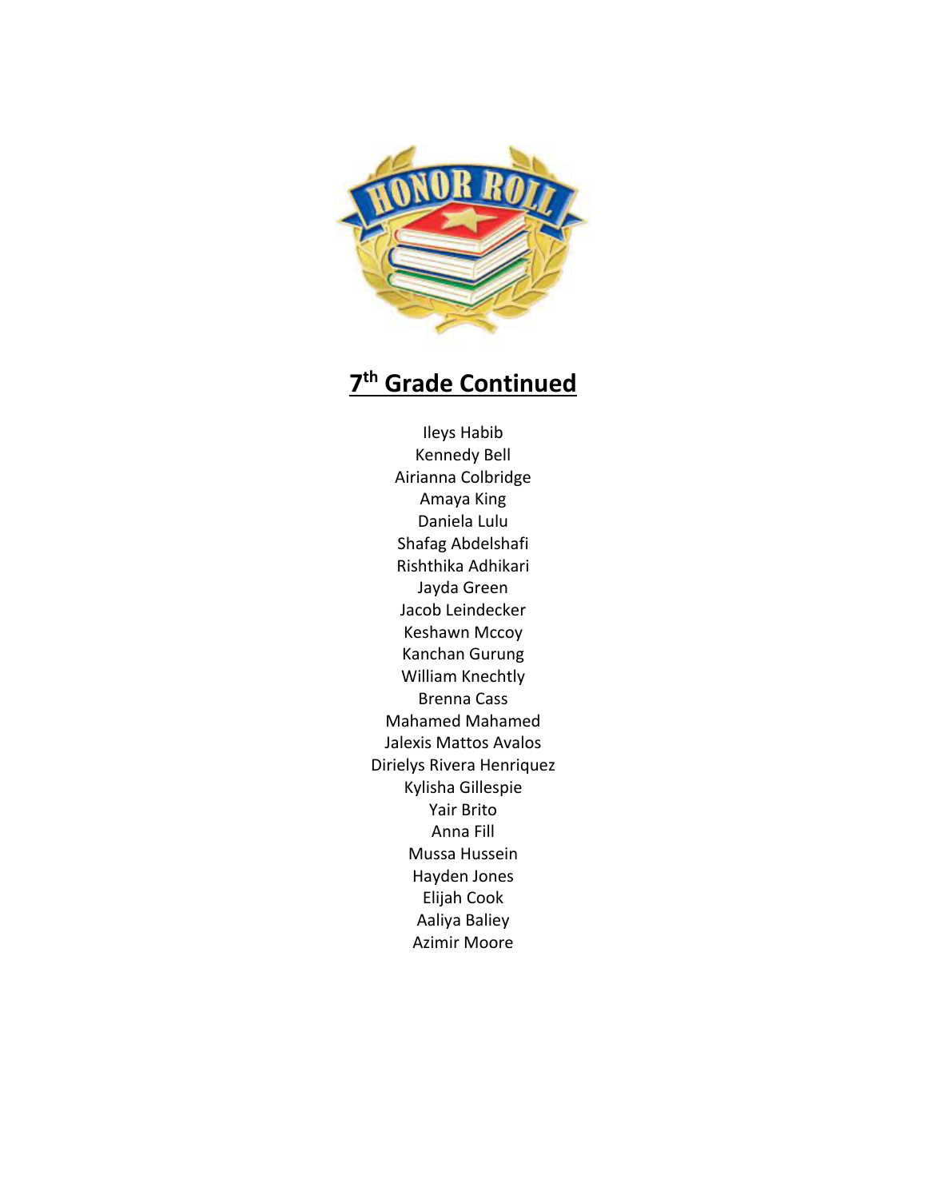## 7th Grade Continued

Ileys Habib
Kennedy Bell
Airianna Colbridge
Amaya King
Daniela Lulu
Shafag Abdelshafi
Rishthika Adhikari
Jayda Green
Jacob Leindecker
Keshawn Mccoy
Kanchan Gurung
William Knechtly
Brenna Cass
Mahamed Mahamed
Jalexis Mattos Avalos
Dirielys Rivera Henriquez
Kylisha Gillespie
Yair Brito
Anna Fill
Mussa Hussein
Hayden Jones
Elijah Cook
Aaliya Baliey
Azimir Moore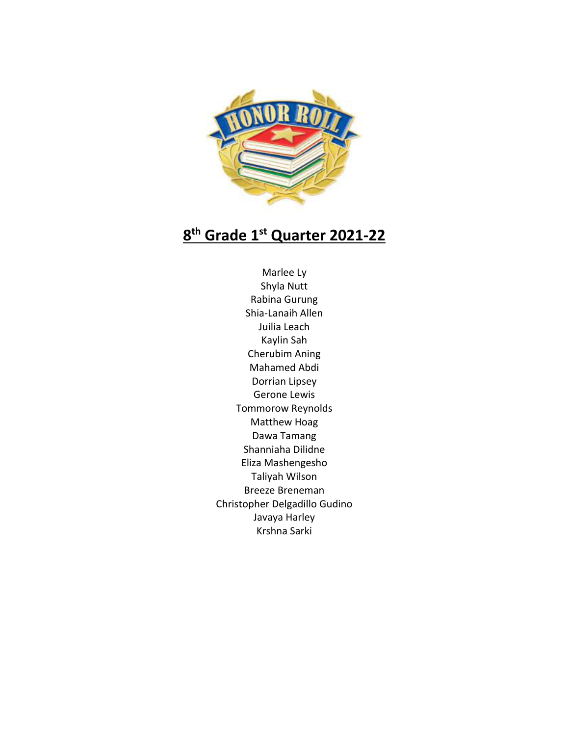# 8th Grade 1st Quarter 2021-22

Marlee Ly
Shyla Nutt
Rabina Gurung
Shia-Lanaih Allen
Juilia Leach
Kaylin Sah
Cherubim Aning
Mahamed Abdi
Dorrian Lipsey
Gerone Lewis
Tommorow Reynolds
Matthew Hoag
Dawa Tamang
Shanniaha Dilidne
Eliza Mashengesho
Taliyah Wilson
Breeze Breneman
Christopher Delgadillo Gudino
Javaya Harley
Krshna Sarki